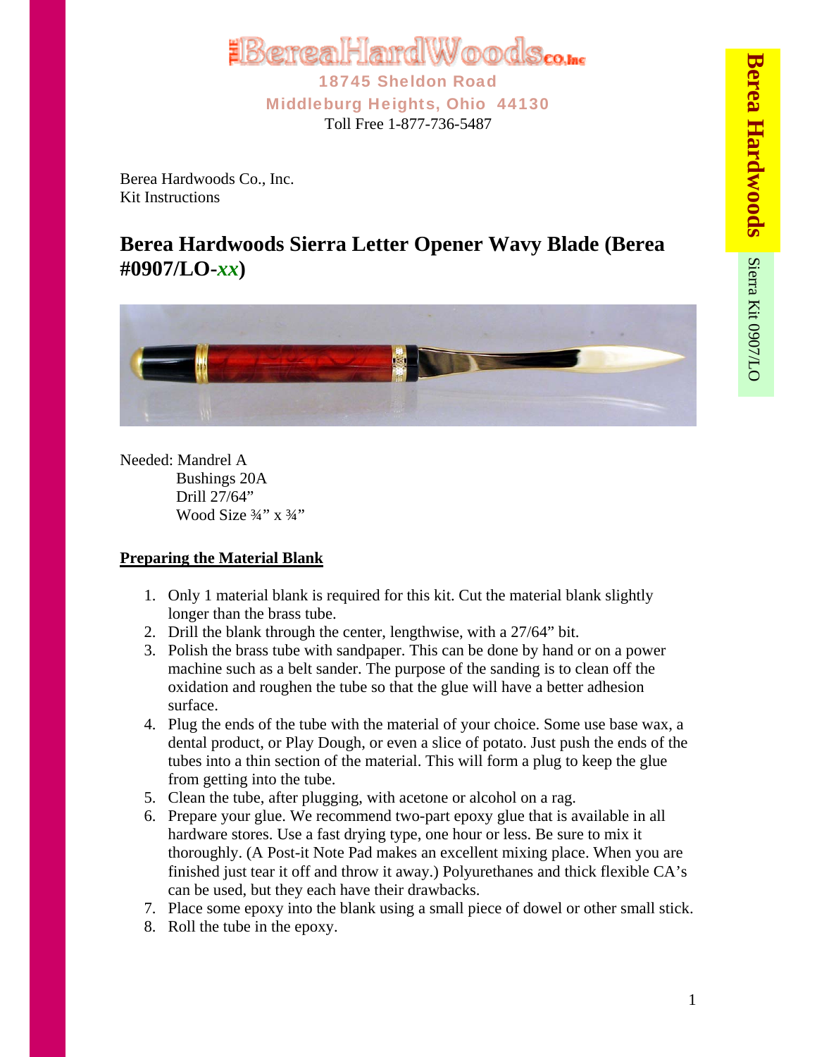# THE Berea HardWoods Co. Inc

18745 Sheldon Road
Middleburg Heights, Ohio 44130
Toll Free 1-877-736-5487

Berea Hardwoods Sierra Kit 0907/LO

Berea Hardwoods Co., Inc.
Kit Instructions

## Berea Hardwoods Sierra Letter Opener Wavy Blade (Berea #0907/LO-*xx*)

Needed: Mandrel A
Bushings 20A
Drill 27/64"
Wood Size ¾" x ¾"

### Preparing the Material Blank

1. Only 1 material blank is required for this kit. Cut the material blank slightly longer than the brass tube.
2. Drill the blank through the center, lengthwise, with a 27/64" bit.
3. Polish the brass tube with sandpaper. This can be done by hand or on a power machine such as a belt sander. The purpose of the sanding is to clean off the oxidation and roughen the tube so that the glue will have a better adhesion surface.
4. Plug the ends of the tube with the material of your choice. Some use base wax, a dental product, or Play Dough, or even a slice of potato. Just push the ends of the tubes into a thin section of the material. This will form a plug to keep the glue from getting into the tube.
5. Clean the tube, after plugging, with acetone or alcohol on a rag.
6. Prepare your glue. We recommend two-part epoxy glue that is available in all hardware stores. Use a fast drying type, one hour or less. Be sure to mix it thoroughly. (A Post-it Note Pad makes an excellent mixing place. When you are finished just tear it off and throw it away.) Polyurethanes and thick flexible CA's can be used, but they each have their drawbacks.
7. Place some epoxy into the blank using a small piece of dowel or other small stick.
8. Roll the tube in the epoxy.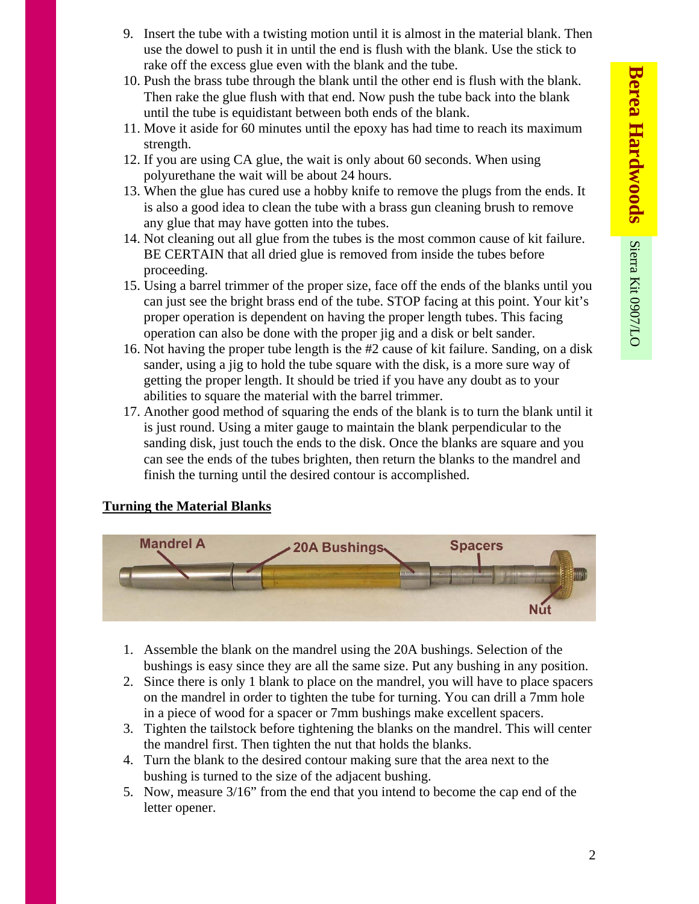9. Insert the tube with a twisting motion until it is almost in the material blank. Then use the dowel to push it in until the end is flush with the blank. Use the stick to rake off the excess glue even with the blank and the tube.
10. Push the brass tube through the blank until the other end is flush with the blank. Then rake the glue flush with that end. Now push the tube back into the blank until the tube is equidistant between both ends of the blank.
11. Move it aside for 60 minutes until the epoxy has had time to reach its maximum strength.
12. If you are using CA glue, the wait is only about 60 seconds. When using polyurethane the wait will be about 24 hours.
13. When the glue has cured use a hobby knife to remove the plugs from the ends. It is also a good idea to clean the tube with a brass gun cleaning brush to remove any glue that may have gotten into the tubes.
14. Not cleaning out all glue from the tubes is the most common cause of kit failure. BE CERTAIN that all dried glue is removed from inside the tubes before proceeding.
15. Using a barrel trimmer of the proper size, face off the ends of the blanks until you can just see the bright brass end of the tube. STOP facing at this point. Your kit's proper operation is dependent on having the proper length tubes. This facing operation can also be done with the proper jig and a disk or belt sander.
16. Not having the proper tube length is the #2 cause of kit failure. Sanding, on a disk sander, using a jig to hold the tube square with the disk, is a more sure way of getting the proper length. It should be tried if you have any doubt as to your abilities to square the material with the barrel trimmer.
17. Another good method of squaring the ends of the blank is to turn the blank until it is just round. Using a miter gauge to maintain the blank perpendicular to the sanding disk, just touch the ends to the disk. Once the blanks are square and you can see the ends of the tubes brighten, then return the blanks to the mandrel and finish the turning until the desired contour is accomplished.

**Turning the Material Blanks**

Mandrel A — 20A Bushings — Spacers — Nut

1. Assemble the blank on the mandrel using the 20A bushings. Selection of the bushings is easy since they are all the same size. Put any bushing in any position.
2. Since there is only 1 blank to place on the mandrel, you will have to place spacers on the mandrel in order to tighten the tube for turning. You can drill a 7mm hole in a piece of wood for a spacer or 7mm bushings make excellent spacers.
3. Tighten the tailstock before tightening the blanks on the mandrel. This will center the mandrel first. Then tighten the nut that holds the blanks.
4. Turn the blank to the desired contour making sure that the area next to the bushing is turned to the size of the adjacent bushing.
5. Now, measure 3/16" from the end that you intend to become the cap end of the letter opener.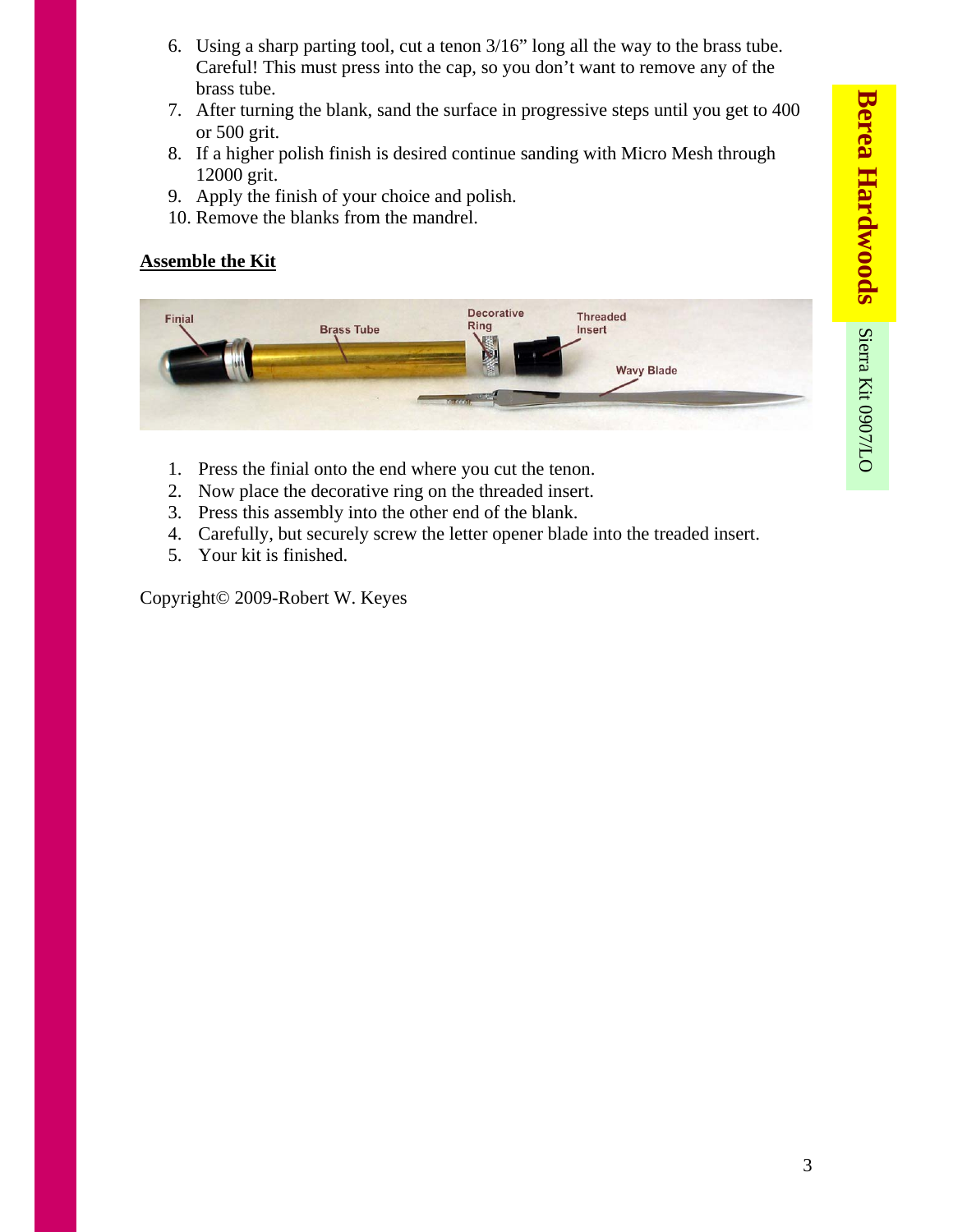6. Using a sharp parting tool, cut a tenon 3/16" long all the way to the brass tube. Careful! This must press into the cap, so you don't want to remove any of the brass tube.
7. After turning the blank, sand the surface in progressive steps until you get to 400 or 500 grit.
8. If a higher polish finish is desired continue sanding with Micro Mesh through 12000 grit.
9. Apply the finish of your choice and polish.
10. Remove the blanks from the mandrel.

**Assemble the Kit**

Finial
Brass Tube
Decorative Ring
Threaded Insert
Wavy Blade

1. Press the finial onto the end where you cut the tenon.
2. Now place the decorative ring on the threaded insert.
3. Press this assembly into the other end of the blank.
4. Carefully, but securely screw the letter opener blade into the treaded insert.
5. Your kit is finished.

Copyright© 2009-Robert W. Keyes